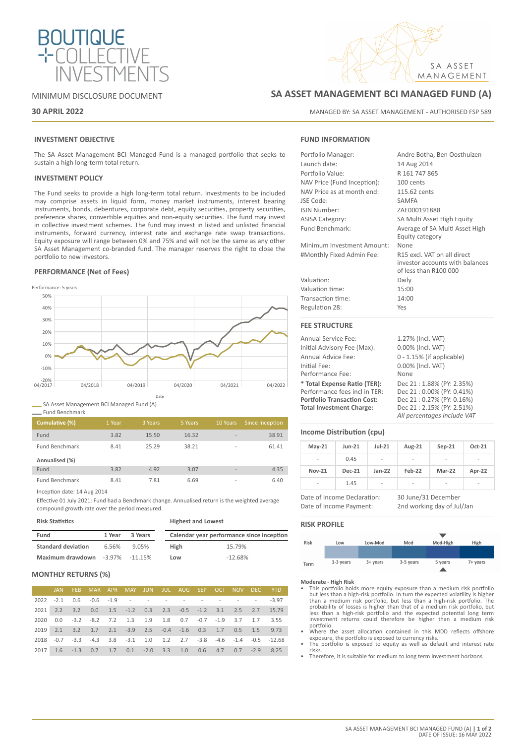# SA ASSET MANAGEMENT BCI MANAGED FUND (A)

MINIMUM DISCLOSURE DOCUMENT

**30 APRIL 2022**

MANAGED BY: SA ASSET MANAGEMENT - AUTHORISED FSP 589

## INVESTMENT OBJECTIVE

The SA Asset Management BCI Managed Fund is a managed portfolio that seeks to sustain a high long-term total return.

## INVESTMENT POLICY

The Fund seeks to provide a high long-term total return. Investments to be included may comprise assets in liquid form, money market instruments, interest bearing instruments, bonds, debentures, corporate debt, equity securities, property securities, preference shares, convertible equities and non-equity securities. The fund may invest in collective investment schemes. The fund may invest in listed and unlisted financial instruments, forward currency, interest rate and exchange rate swap transactions. Equity exposure will range between 0% and 75% and will not be the same as any other SA Asset Management co-branded fund. The manager reserves the right to close the portfolio to new investors.

## PERFORMANCE (Net of Fees)

Performance: 5 years

SA Asset Management BCI Managed Fund (A)
Fund Benchmark

| Cumulative (%) | 1 Year | 3 Years | 5 Years | 10 Years | Since Inception |
|---|---|---|---|---|---|
| Fund | 3.82 | 15.50 | 16.32 | - | 38.91 |
| Fund Benchmark | 8.41 | 25.29 | 38.21 | - | 61.41 |
| **Annualised (%)** | | | | | |
| Fund | 3.82 | 4.92 | 3.07 | - | 4.35 |
| Fund Benchmark | 8.41 | 7.81 | 6.69 | - | 6.40 |

Inception date: 14 Aug 2014

Effective 01 July 2021: Fund had a Benchmark change. Annualised return is the weighted average compound growth rate over the period measured.

**Risk Statistics**

| Fund | 1 Year | 3 Years |
|---|---|---|
| **Standard deviation** | 6.56% | 9.05% |
| **Maximum drawdown** | -3.97% | -11.15% |

**Highest and Lowest**

| Calendar year performance since inception | |
|---|---|
| **High** | 15.79% |
| **Low** | -12.68% |

## MONTHLY RETURNS (%)

| | JAN | FEB | MAR | APR | MAY | JUN | JUL | AUG | SEP | OCT | NOV | DEC | YTD |
|---|---|---|---|---|---|---|---|---|---|---|---|---|---|
| 2022 | -2.1 | 0.6 | -0.6 | -1.9 | - | - | - | - | - | - | - | - | -3.97 |
| 2021 | 2.2 | 3.2 | 0.0 | 1.5 | -1.2 | 0.3 | 2.3 | -0.5 | -1.2 | 3.1 | 2.5 | 2.7 | 15.79 |
| 2020 | 0.0 | -3.2 | -8.2 | 7.2 | 1.3 | 1.9 | 1.8 | 0.7 | -0.7 | -1.9 | 3.7 | 1.7 | 3.55 |
| 2019 | 2.1 | 3.2 | 1.7 | 2.1 | -3.9 | 2.5 | -0.4 | -1.6 | 0.3 | 1.7 | 0.5 | 1.5 | 9.73 |
| 2018 | -0.7 | -3.3 | -4.3 | 3.8 | -3.1 | 1.0 | 1.2 | 2.7 | -3.8 | -4.6 | -1.4 | -0.5 | -12.68 |
| 2017 | 1.6 | -1.3 | 0.7 | 1.7 | 0.1 | -2.0 | 3.3 | 1.0 | 0.6 | 4.7 | 0.7 | -2.9 | 8.25 |

## FUND INFORMATION

| | |
|---|---|
| Portfolio Manager: | Andre Botha, Ben Oosthuizen |
| Launch date: | 14 Aug 2014 |
| Portfolio Value: | R 161 747 865 |
| NAV Price (Fund Inception): | 100 cents |
| NAV Price as at month end: | 115.62 cents |
| JSE Code: | SAMFA |
| ISIN Number: | ZAE000191888 |
| ASISA Category: | SA Multi Asset High Equity |
| Fund Benchmark: | Average of SA Multi Asset High Equity category |
| Minimum Investment Amount: | None |
| #Monthly Fixed Admin Fee: | R15 excl. VAT on all direct investor accounts with balances of less than R100 000 |
| Valuation: | Daily |
| Valuation time: | 15:00 |
| Transaction time: | 14:00 |
| Regulation 28: | Yes |

## FEE STRUCTURE

| | |
|---|---|
| Annual Service Fee: | 1.27% (Incl. VAT) |
| Initial Advisory Fee (Max): | 0.00% (Incl. VAT) |
| Annual Advice Fee: | 0 - 1.15% (if applicable) |
| Initial Fee: | 0.00% (Incl. VAT) |
| Performance Fee: | None |
| **\* Total Expense Ratio (TER):** | Dec 21 : 1.88% (PY: 2.35%) |
| Performance fees incl in TER: | Dec 21 : 0.00% (PY: 0.41%) |
| **Portfolio Transaction Cost:** | Dec 21 : 0.27% (PY: 0.16%) |
| **Total Investment Charge:** | Dec 21 : 2.15% (PY: 2.51%) |

*All percentages include VAT*

## Income Distribution (cpu)

| May-21 | Jun-21 | Jul-21 | Aug-21 | Sep-21 | Oct-21 |
|---|---|---|---|---|---|
| - | 0.45 | - | - | - | - |
| **Nov-21** | **Dec-21** | **Jan-22** | **Feb-22** | **Mar-22** | **Apr-22** |
| - | 1.45 | - | - | - | - |

| | |
|---|---|
| Date of Income Declaration: | 30 June/31 December |
| Date of Income Payment: | 2nd working day of Jul/Jan |

## RISK PROFILE

| Risk | Low | Low-Mod | Mod | Mod-High | High |
|---|---|---|---|---|---|
| Term | 1-3 years | 3+ years | 3-5 years | 5 years | 7+ years |

**Moderate - High Risk**

- This portfolio holds more equity exposure than a medium risk portfolio but less than a high-risk portfolio. In turn the expected volatility is higher than a medium risk portfolio, but less than a high-risk portfolio. The probability of losses is higher than that of a medium risk portfolio, but less than a high-risk portfolio and the expected potential long term investment returns could therefore be higher than a medium risk portfolio.
- Where the asset allocation contained in this MDD reflects offshore exposure, the portfolio is exposed to currency risks.
- The portfolio is exposed to equity as well as default and interest rate risks.
- Therefore, it is suitable for medium to long term investment horizons.

DATE OF ISSUE: 16 MAY 2022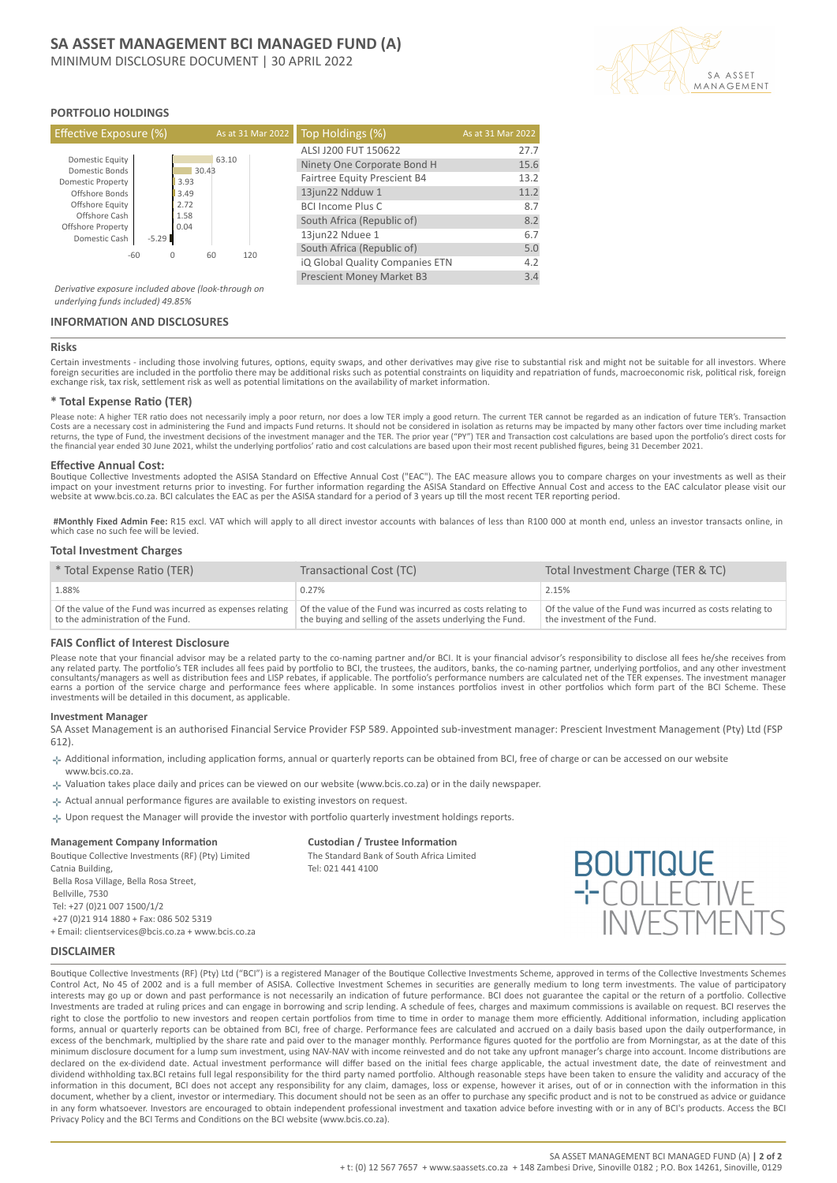# SA ASSET MANAGEMENT BCI MANAGED FUND (A)

MINIMUM DISCLOSURE DOCUMENT | 30 APRIL 2022

SA ASSET MANAGEMENT

## PORTFOLIO HOLDINGS

**Effective Exposure (%)** As at 31 Mar 2022

Domestic Equity 63.10
Domestic Bonds 30.43
Domestic Property 3.93
Offshore Bonds 3.49
Offshore Equity 2.72
Offshore Cash 1.58
Offshore Property 0.04
Domestic Cash -5.29

-60 0 60 120

*Derivative exposure included above (look-through on underlying funds included) 49.85%*

| Top Holdings (%) | As at 31 Mar 2022 |
|---|---|
| ALSI J200 FUT 150622 | 27.7 |
| Ninety One Corporate Bond H | 15.6 |
| Fairtree Equity Prescient B4 | 13.2 |
| 13jun22 Ndduw 1 | 11.2 |
| BCI Income Plus C | 8.7 |
| South Africa (Republic of) | 8.2 |
| 13jun22 Nduee 1 | 6.7 |
| South Africa (Republic of) | 5.0 |
| iQ Global Quality Companies ETN | 4.2 |
| Prescient Money Market B3 | 3.4 |

## INFORMATION AND DISCLOSURES

### Risks

Certain investments - including those involving futures, options, equity swaps, and other derivatives may give rise to substantial risk and might not be suitable for all investors. Where foreign securities are included in the portfolio there may be additional risks such as potential constraints on liquidity and repatriation of funds, macroeconomic risk, political risk, foreign exchange risk, tax risk, settlement risk as well as potential limitations on the availability of market information.

### * Total Expense Ratio (TER)

Please note: A higher TER ratio does not necessarily imply a poor return, nor does a low TER imply a good return. The current TER cannot be regarded as an indication of future TER's. Transaction Costs are a necessary cost in administering the Fund and impacts Fund returns. It should not be considered in isolation as returns may be impacted by many other factors over time including market returns, the type of Fund, the investment decisions of the investment manager and the TER. The prior year ("PY") TER and Transaction cost calculations are based upon the portfolio's direct costs for the financial year ended 30 June 2021, whilst the underlying portfolios' ratio and cost calculations are based upon their most recent published figures, being 31 December 2021.

### Effective Annual Cost:

Boutique Collective Investments adopted the ASISA Standard on Effective Annual Cost ("EAC"). The EAC measure allows you to compare charges on your investments as well as their impact on your investment returns prior to investing. For further information regarding the ASISA Standard on Effective Annual Cost and access to the EAC calculator please visit our website at www.bcis.co.za. BCI calculates the EAC as per the ASISA standard for a period of 3 years up till the most recent TER reporting period.

**#Monthly Fixed Admin Fee:** R15 excl. VAT which will apply to all direct investor accounts with balances of less than R100 000 at month end, unless an investor transacts online, in which case no such fee will be levied.

### Total Investment Charges

| * Total Expense Ratio (TER) | Transactional Cost (TC) | Total Investment Charge (TER & TC) |
|---|---|---|
| 1.88% | 0.27% | 2.15% |
| Of the value of the Fund was incurred as expenses relating to the administration of the Fund. | Of the value of the Fund was incurred as costs relating to the buying and selling of the assets underlying the Fund. | Of the value of the Fund was incurred as costs relating to the investment of the Fund. |

### FAIS Conflict of Interest Disclosure

Please note that your financial advisor may be a related party to the co-naming partner and/or BCI. It is your financial advisor's responsibility to disclose all fees he/she receives from any related party. The portfolio's TER includes all fees paid by portfolio to BCI, the trustees, the auditors, banks, the co-naming partner, underlying portfolios, and any other investment consultants/managers as well as distribution fees and LISP rebates, if applicable. The portfolio's performance numbers are calculated net of the TER expenses. The investment manager earns a portion of the service charge and performance fees where applicable. In some instances portfolios invest in other portfolios which form part of the BCI Scheme. These investments will be detailed in this document, as applicable.

#### Investment Manager

SA Asset Management is an authorised Financial Service Provider FSP 589. Appointed sub-investment manager: Prescient Investment Management (Pty) Ltd (FSP 612).

- Additional information, including application forms, annual or quarterly reports can be obtained from BCI, free of charge or can be accessed on our website www.bcis.co.za.
- Valuation takes place daily and prices can be viewed on our website (www.bcis.co.za) or in the daily newspaper.
- Actual annual performance figures are available to existing investors on request.
- Upon request the Manager will provide the investor with portfolio quarterly investment holdings reports.

#### Management Company Information

Boutique Collective Investments (RF) (Pty) Limited
Catnia Building,
Bella Rosa Village, Bella Rosa Street,
Bellville, 7530
Tel: +27 (0)21 007 1500/1/2
+27 (0)21 914 1880 + Fax: 086 502 5319
+ Email: clientservices@bcis.co.za + www.bcis.co.za

#### Custodian / Trustee Information

The Standard Bank of South Africa Limited
Tel: 021 441 4100

BOUTIQUE COLLECTIVE INVESTMENTS

## DISCLAIMER

Boutique Collective Investments (RF) (Pty) Ltd ("BCI") is a registered Manager of the Boutique Collective Investments Scheme, approved in terms of the Collective Investments Schemes Control Act, No 45 of 2002 and is a full member of ASISA. Collective Investment Schemes in securities are generally medium to long term investments. The value of participatory interests may go up or down and past performance is not necessarily an indication of future performance. BCI does not guarantee the capital or the return of a portfolio. Collective Investments are traded at ruling prices and can engage in borrowing and scrip lending. A schedule of fees, charges and maximum commissions is available on request. BCI reserves the right to close the portfolio to new investors and reopen certain portfolios from time to time in order to manage them more efficiently. Additional information, including application forms, annual or quarterly reports can be obtained from BCI, free of charge. Performance fees are calculated and accrued on a daily basis based upon the daily outperformance, in excess of the benchmark, multiplied by the share rate and paid over to the manager monthly. Performance figures quoted for the portfolio are from Morningstar, as at the date of this minimum disclosure document for a lump sum investment, using NAV-NAV with income reinvested and do not take any upfront manager's charge into account. Income distributions are declared on the ex-dividend date. Actual investment performance will differ based on the initial fees charge applicable, the actual investment date, the date of reinvestment and dividend withholding tax.BCI retains full legal responsibility for the third party named portfolio. Although reasonable steps have been taken to ensure the validity and accuracy of the information in this document, BCI does not accept any responsibility for any claim, damages, loss or expense, however it arises, out of or in connection with the information in this document, whether by a client, investor or intermediary. This document should not be seen as an offer to purchase any specific product and is not to be construed as advice or guidance in any form whatsoever. Investors are encouraged to obtain independent professional investment and taxation advice before investing with or in any of BCI's products. Access the BCI Privacy Policy and the BCI Terms and Conditions on the BCI website (www.bcis.co.za).

+ t: (0) 12 567 7657 + www.saassets.co.za + 148 Zambesi Drive, Sinoville 0182 ; P.O. Box 14261, Sinoville, 0129